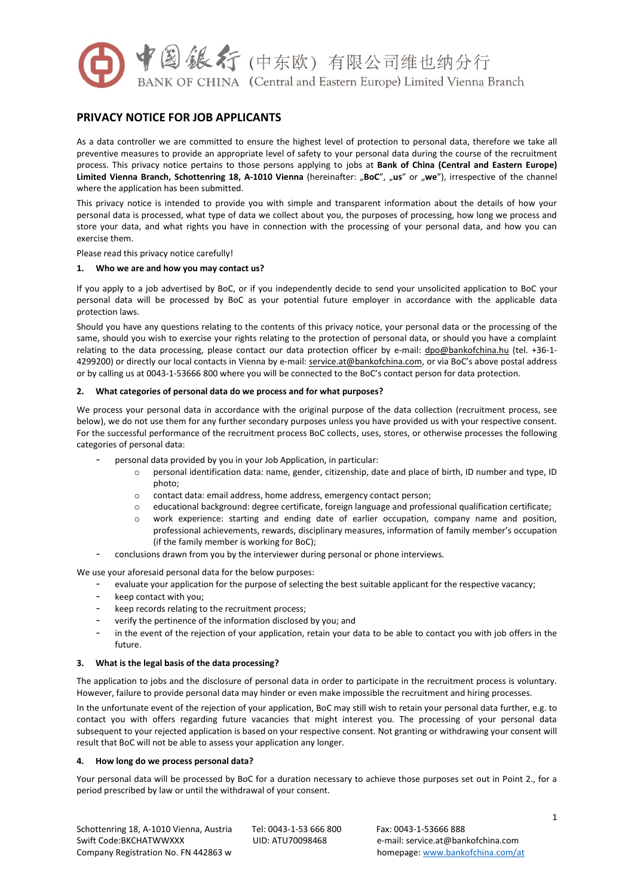# PRIVACY NOTICE FOR JOB APPLICANTS

As a data controller we are committed to ensure the highest level of protection to personal data, therefore we take all preventive measures to provide an appropriate level of safety to your personal data during the course of the recruitment process. This privacy notice pertains to those persons applying to jobs at **Bank of China (Central and Eastern Europe) Limited Vienna Branch, Schottenring 18, A-1010 Vienna** (hereinafter: „**BoC**", „**us**" or „**we**"), irrespective of the channel where the application has been submitted.

This privacy notice is intended to provide you with simple and transparent information about the details of how your personal data is processed, what type of data we collect about you, the purposes of processing, how long we process and store your data, and what rights you have in connection with the processing of your personal data, and how you can exercise them.

Please read this privacy notice carefully!

**1. Who we are and how you may contact us?**

If you apply to a job advertised by BoC, or if you independently decide to send your unsolicited application to BoC your personal data will be processed by BoC as your potential future employer in accordance with the applicable data protection laws.

Should you have any questions relating to the contents of this privacy notice, your personal data or the processing of the same, should you wish to exercise your rights relating to the protection of personal data, or should you have a complaint relating to the data processing, please contact our data protection officer by e-mail: dpo@bankofchina.hu (tel. +36-1-4299200) or directly our local contacts in Vienna by e-mail: service.at@bankofchina.com, or via BoC's above postal address or by calling us at 0043-1-53666 800 where you will be connected to the BoC's contact person for data protection.

**2. What categories of personal data do we process and for what purposes?**

We process your personal data in accordance with the original purpose of the data collection (recruitment process, see below), we do not use them for any further secondary purposes unless you have provided us with your respective consent. For the successful performance of the recruitment process BoC collects, uses, stores, or otherwise processes the following categories of personal data:

- personal data provided by you in your Job Application, in particular:
  - personal identification data: name, gender, citizenship, date and place of birth, ID number and type, ID photo;
  - contact data: email address, home address, emergency contact person;
  - educational background: degree certificate, foreign language and professional qualification certificate;
  - work experience: starting and ending date of earlier occupation, company name and position, professional achievements, rewards, disciplinary measures, information of family member's occupation (if the family member is working for BoC);
- conclusions drawn from you by the interviewer during personal or phone interviews.

We use your aforesaid personal data for the below purposes:

- evaluate your application for the purpose of selecting the best suitable applicant for the respective vacancy;
- keep contact with you;
- keep records relating to the recruitment process;
- verify the pertinence of the information disclosed by you; and
- in the event of the rejection of your application, retain your data to be able to contact you with job offers in the future.

**3. What is the legal basis of the data processing?**

The application to jobs and the disclosure of personal data in order to participate in the recruitment process is voluntary. However, failure to provide personal data may hinder or even make impossible the recruitment and hiring processes.

In the unfortunate event of the rejection of your application, BoC may still wish to retain your personal data further, e.g. to contact you with offers regarding future vacancies that might interest you. The processing of your personal data subsequent to your rejected application is based on your respective consent. Not granting or withdrawing your consent will result that BoC will not be able to assess your application any longer.

**4. How long do we process personal data?**

Your personal data will be processed by BoC for a duration necessary to achieve those purposes set out in Point 2., for a period prescribed by law or until the withdrawal of your consent.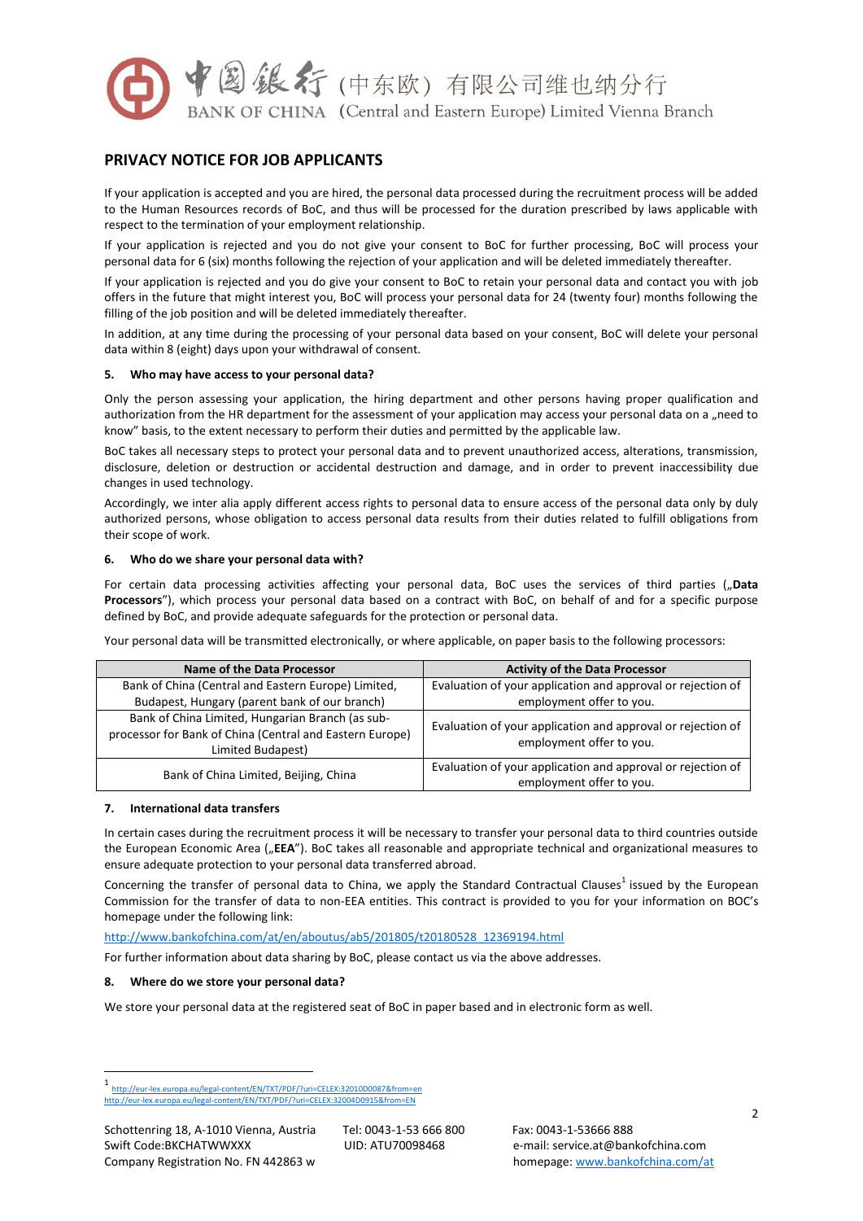If your application is accepted and you are hired, the personal data processed during the recruitment process will be added to the Human Resources records of BoC, and thus will be processed for the duration prescribed by laws applicable with respect to the termination of your employment relationship.

If your application is rejected and you do not give your consent to BoC for further processing, BoC will process your personal data for 6 (six) months following the rejection of your application and will be deleted immediately thereafter.

If your application is rejected and you do give your consent to BoC to retain your personal data and contact you with job offers in the future that might interest you, BoC will process your personal data for 24 (twenty four) months following the filling of the job position and will be deleted immediately thereafter.

In addition, at any time during the processing of your personal data based on your consent, BoC will delete your personal data within 8 (eight) days upon your withdrawal of consent.

#### 5. Who may have access to your personal data?

Only the person assessing your application, the hiring department and other persons having proper qualification and authorization from the HR department for the assessment of your application may access your personal data on a „need to know" basis, to the extent necessary to perform their duties and permitted by the applicable law.

BoC takes all necessary steps to protect your personal data and to prevent unauthorized access, alterations, transmission, disclosure, deletion or destruction or accidental destruction and damage, and in order to prevent inaccessibility due changes in used technology.

Accordingly, we inter alia apply different access rights to personal data to ensure access of the personal data only by duly authorized persons, whose obligation to access personal data results from their duties related to fulfill obligations from their scope of work.

#### 6. Who do we share your personal data with?

For certain data processing activities affecting your personal data, BoC uses the services of third parties („**Data Processors**"), which process your personal data based on a contract with BoC, on behalf of and for a specific purpose defined by BoC, and provide adequate safeguards for the protection or personal data.

Your personal data will be transmitted electronically, or where applicable, on paper basis to the following processors:

| Name of the Data Processor | Activity of the Data Processor |
|---|---|
| Bank of China (Central and Eastern Europe) Limited, Budapest, Hungary (parent bank of our branch) | Evaluation of your application and approval or rejection of employment offer to you. |
| Bank of China Limited, Hungarian Branch (as sub-processor for Bank of China (Central and Eastern Europe) Limited Budapest) | Evaluation of your application and approval or rejection of employment offer to you. |
| Bank of China Limited, Beijing, China | Evaluation of your application and approval or rejection of employment offer to you. |

#### 7. International data transfers

In certain cases during the recruitment process it will be necessary to transfer your personal data to third countries outside the European Economic Area („**EEA**"). BoC takes all reasonable and appropriate technical and organizational measures to ensure adequate protection to your personal data transferred abroad.

Concerning the transfer of personal data to China, we apply the Standard Contractual Clauses[1] issued by the European Commission for the transfer of data to non-EEA entities. This contract is provided to you for your information on BOC's homepage under the following link:

http://www.bankofchina.com/at/en/aboutus/ab5/201805/t20180528_12369194.html

For further information about data sharing by BoC, please contact us via the above addresses.

#### 8. Where do we store your personal data?

We store your personal data at the registered seat of BoC in paper based and in electronic form as well.

[1] http://eur-lex.europa.eu/legal-content/EN/TXT/PDF/?uri=CELEX:32010D0087&from=en
http://eur-lex.europa.eu/legal-content/EN/TXT/PDF/?uri=CELEX:32004D0915&from=EN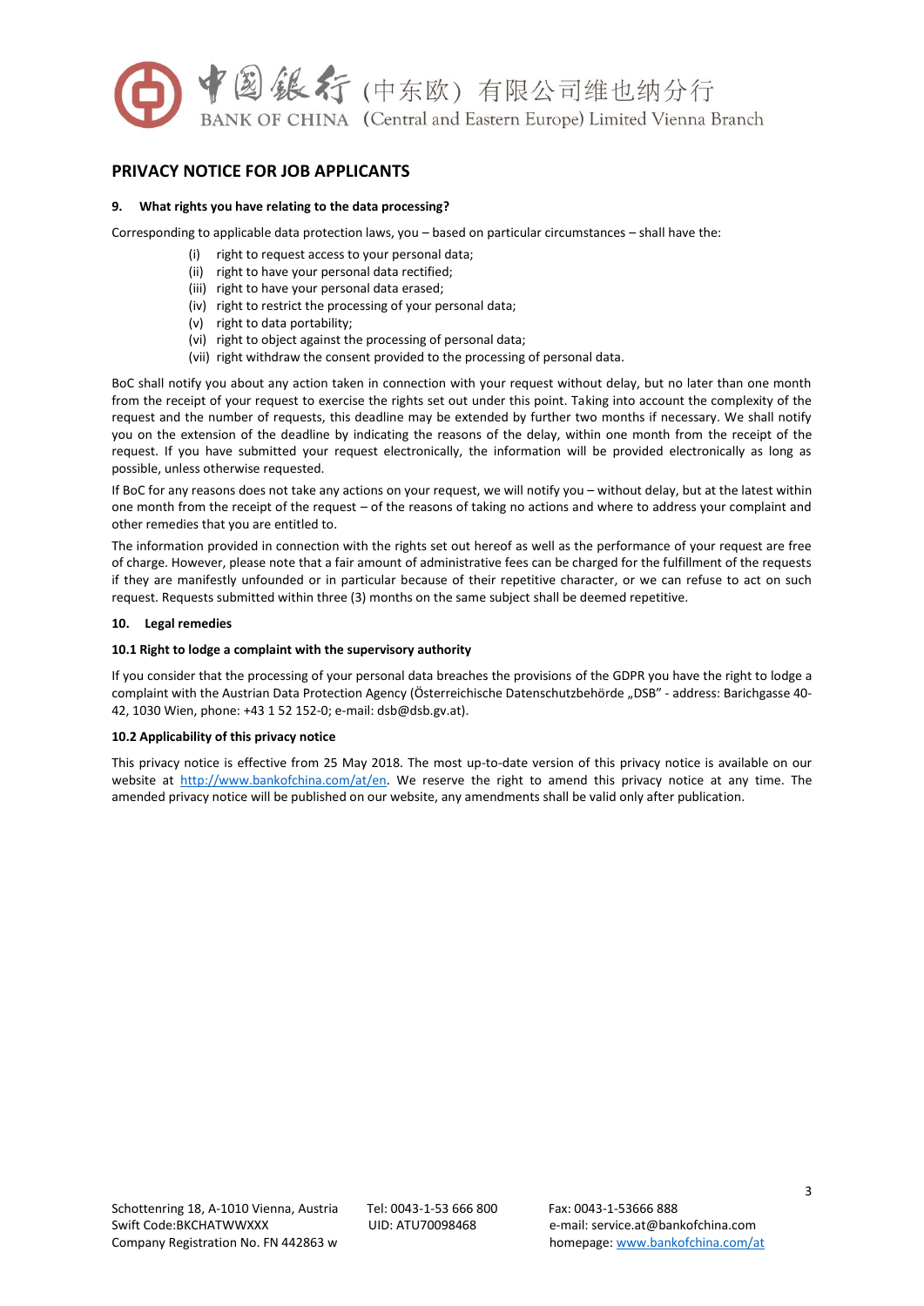## PRIVACY NOTICE FOR JOB APPLICANTS

**9. What rights you have relating to the data processing?**

Corresponding to applicable data protection laws, you – based on particular circumstances – shall have the:

(i) right to request access to your personal data;
(ii) right to have your personal data rectified;
(iii) right to have your personal data erased;
(iv) right to restrict the processing of your personal data;
(v) right to data portability;
(vi) right to object against the processing of personal data;
(vii) right withdraw the consent provided to the processing of personal data.

BoC shall notify you about any action taken in connection with your request without delay, but no later than one month from the receipt of your request to exercise the rights set out under this point. Taking into account the complexity of the request and the number of requests, this deadline may be extended by further two months if necessary. We shall notify you on the extension of the deadline by indicating the reasons of the delay, within one month from the receipt of the request. If you have submitted your request electronically, the information will be provided electronically as long as possible, unless otherwise requested.

If BoC for any reasons does not take any actions on your request, we will notify you – without delay, but at the latest within one month from the receipt of the request – of the reasons of taking no actions and where to address your complaint and other remedies that you are entitled to.

The information provided in connection with the rights set out hereof as well as the performance of your request are free of charge. However, please note that a fair amount of administrative fees can be charged for the fulfillment of the requests if they are manifestly unfounded or in particular because of their repetitive character, or we can refuse to act on such request. Requests submitted within three (3) months on the same subject shall be deemed repetitive.

**10. Legal remedies**

**10.1 Right to lodge a complaint with the supervisory authority**

If you consider that the processing of your personal data breaches the provisions of the GDPR you have the right to lodge a complaint with the Austrian Data Protection Agency (Österreichische Datenschutzbehörde „DSB" - address: Barichgasse 40-42, 1030 Wien, phone: +43 1 52 152-0; e-mail: dsb@dsb.gv.at).

**10.2 Applicability of this privacy notice**

This privacy notice is effective from 25 May 2018. The most up-to-date version of this privacy notice is available on our website at http://www.bankofchina.com/at/en. We reserve the right to amend this privacy notice at any time. The amended privacy notice will be published on our website, any amendments shall be valid only after publication.